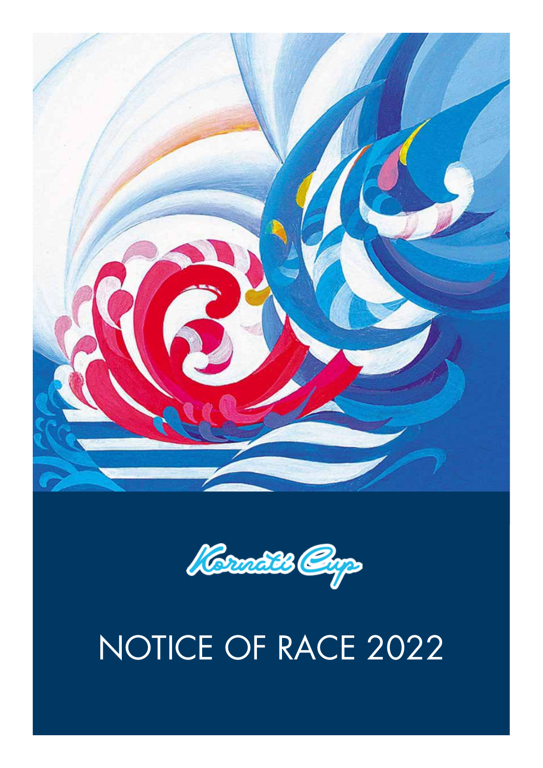Kornati Cup

# NOTICE OF RACE 2022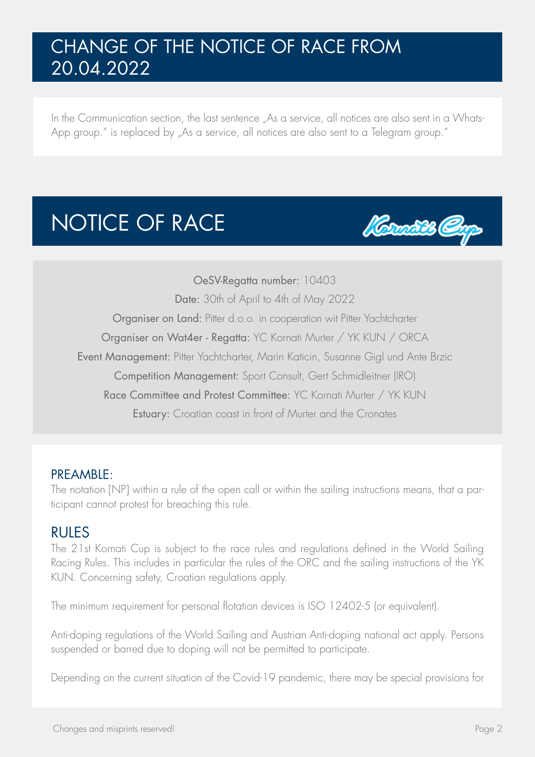# CHANGE OF THE NOTICE OF RACE FROM 20.04.2022

In the Communication section, the last sentence „As a service, all notices are also sent in a WhatsApp group." is replaced by „As a service, all notices are also sent to a Telegram group."

# NOTICE OF RACE

OeSV-Regatta number: 10403

Date: 30th of April to 4th of May 2022

Organiser on Land: Pitter d.o.o. in cooperation wit Pitter Yachtcharter

Organiser on Wat4er - Regatta: YC Kornati Murter / YK KUN / ORCA

Event Management: Pitter Yachtcharter, Marin Katicin, Susanne Gigl und Ante Brzic

Competition Management: Sport Consult, Gert Schmidleitner (IRO)

Race Committee and Protest Committee: YC Kornati Murter / YK KUN

Estuary: Croatian coast in front of Murter and the Cronates

## PREAMBLE:

The notation [NP] within a rule of the open call or within the sailing instructions means, that a participant cannot protest for breaching this rule.

## RULES

The 21st Kornati Cup is subject to the race rules and regulations defined in the World Sailing Racing Rules. This includes in particular the rules of the ORC and the sailing instructions of the YK KUN. Concerning safety, Croatian regulations apply.

The minimum requirement for personal flotation devices is ISO 12402-5 (or equivalent).

Anti-doping regulations of the World Sailing and Austrian Anti-doping national act apply. Persons suspended or barred due to doping will not be permitted to participate.

Depending on the current situation of the Covid-19 pandemic, there may be special provisions for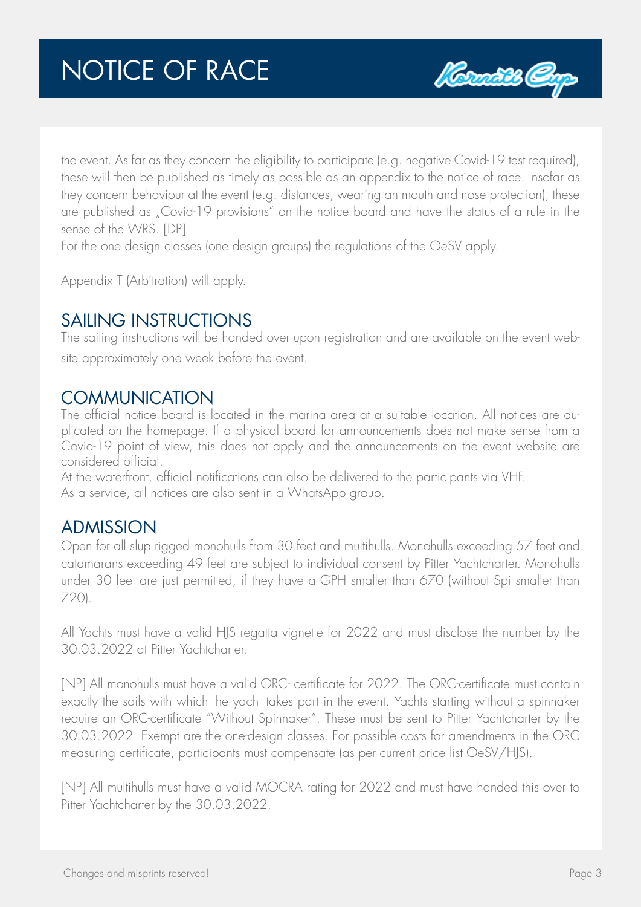the event. As far as they concern the eligibility to participate (e.g. negative Covid-19 test required), these will then be published as timely as possible as an appendix to the notice of race. Insofar as they concern behaviour at the event (e.g. distances, wearing an mouth and nose protection), these are published as „Covid-19 provisions" on the notice board and have the status of a rule in the sense of the WRS. [DP]
For the one design classes (one design groups) the regulations of the OeSV apply.

Appendix T (Arbitration) will apply.

## SAILING INSTRUCTIONS

The sailing instructions will be handed over upon registration and are available on the event website approximately one week before the event.

## COMMUNICATION

The official notice board is located in the marina area at a suitable location. All notices are duplicated on the homepage. If a physical board for announcements does not make sense from a Covid-19 point of view, this does not apply and the announcements on the event website are considered official.
At the waterfront, official notifications can also be delivered to the participants via VHF.
As a service, all notices are also sent in a WhatsApp group.

## ADMISSION

Open for all slup rigged monohulls from 30 feet and multihulls. Monohulls exceeding 57 feet and catamarans exceeding 49 feet are subject to individual consent by Pitter Yachtcharter. Monohulls under 30 feet are just permitted, if they have a GPH smaller than 670 (without Spi smaller than 720).

All Yachts must have a valid HJS regatta vignette for 2022 and must disclose the number by the 30.03.2022 at Pitter Yachtcharter.

[NP] All monohulls must have a valid ORC- certificate for 2022. The ORC-certificate must contain exactly the sails with which the yacht takes part in the event. Yachts starting without a spinnaker require an ORC-certificate "Without Spinnaker". These must be sent to Pitter Yachtcharter by the 30.03.2022. Exempt are the one-design classes. For possible costs for amendments in the ORC measuring certificate, participants must compensate (as per current price list OeSV/HJS).

[NP] All multihulls must have a valid MOCRA rating for 2022 and must have handed this over to Pitter Yachtcharter by the 30.03.2022.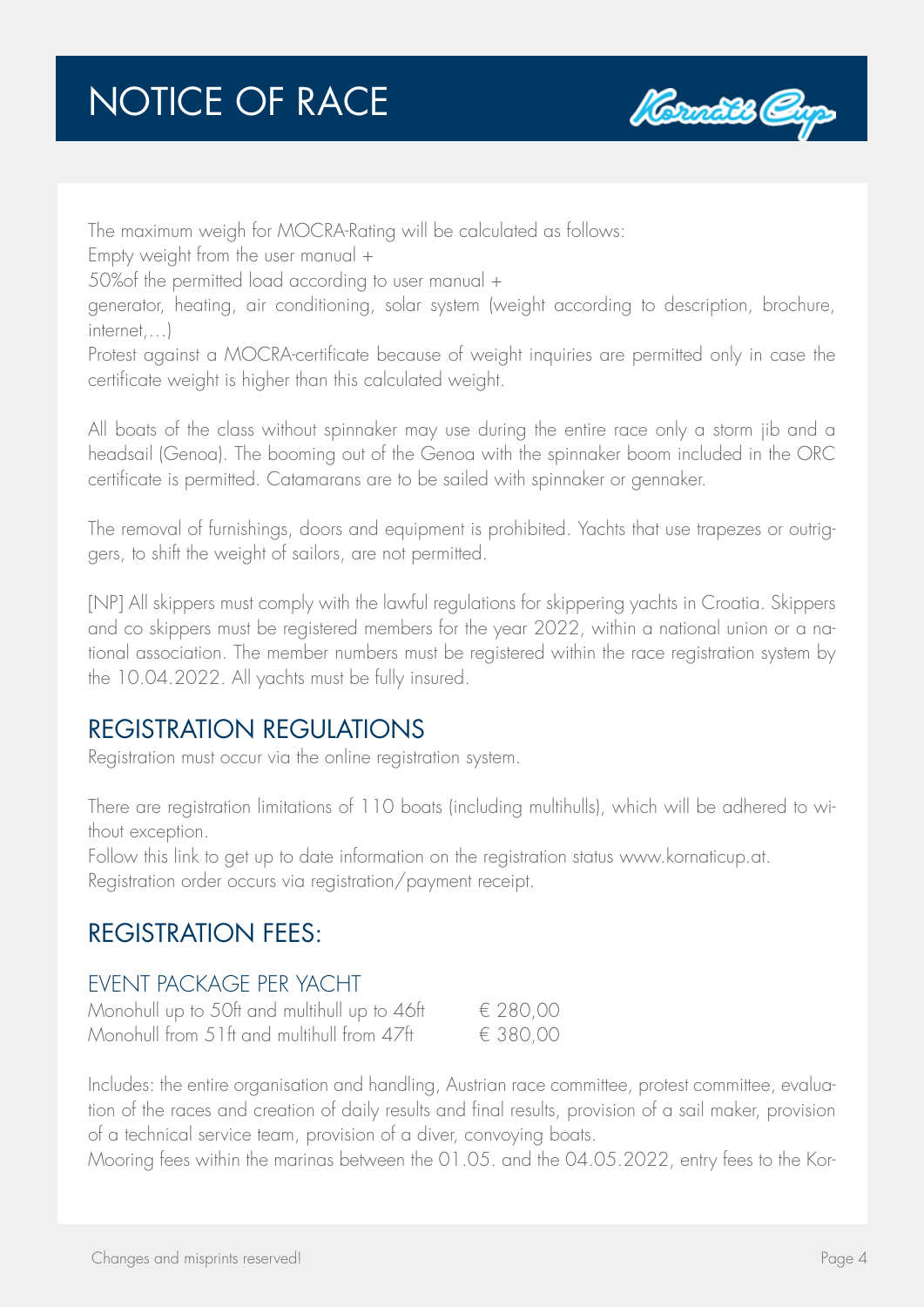# NOTICE OF RACE

The maximum weigh for MOCRA-Rating will be calculated as follows:
Empty weight from the user manual +
50%of the permitted load according to user manual +
generator, heating, air conditioning, solar system (weight according to description, brochure, internet,…)
Protest against a MOCRA-certificate because of weight inquiries are permitted only in case the certificate weight is higher than this calculated weight.

All boats of the class without spinnaker may use during the entire race only a storm jib and a headsail (Genoa). The booming out of the Genoa with the spinnaker boom included in the ORC certificate is permitted. Catamarans are to be sailed with spinnaker or gennaker.

The removal of furnishings, doors and equipment is prohibited. Yachts that use trapezes or outriggers, to shift the weight of sailors, are not permitted.

[NP] All skippers must comply with the lawful regulations for skippering yachts in Croatia. Skippers and co skippers must be registered members for the year 2022, within a national union or a national association. The member numbers must be registered within the race registration system by the 10.04.2022. All yachts must be fully insured.

## REGISTRATION REGULATIONS

Registration must occur via the online registration system.

There are registration limitations of 110 boats (including multihulls), which will be adhered to without exception.
Follow this link to get up to date information on the registration status www.kornaticup.at.
Registration order occurs via registration/payment receipt.

## REGISTRATION FEES:

### EVENT PACKAGE PER YACHT

| | |
|---|---|
| Monohull up to 50ft and multihull up to 46ft | € 280,00 |
| Monohull from 51ft and multihull from 47ft | € 380,00 |

Includes: the entire organisation and handling, Austrian race committee, protest committee, evaluation of the races and creation of daily results and final results, provision of a sail maker, provision of a technical service team, provision of a diver, convoying boats.
Mooring fees within the marinas between the 01.05. and the 04.05.2022, entry fees to the Kor-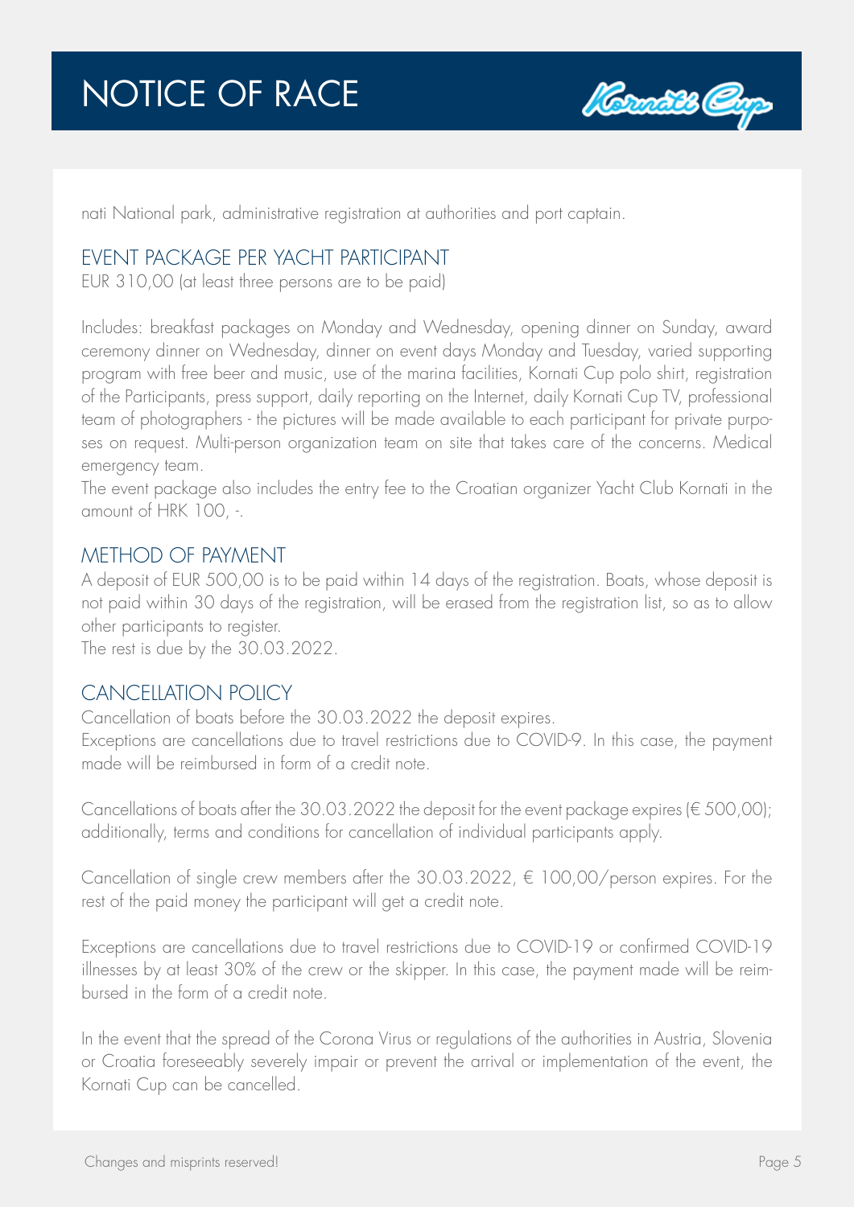nati National park, administrative registration at authorities and port captain.

## EVENT PACKAGE PER YACHT PARTICIPANT

EUR 310,00 (at least three persons are to be paid)

Includes: breakfast packages on Monday and Wednesday, opening dinner on Sunday, award ceremony dinner on Wednesday, dinner on event days Monday and Tuesday, varied supporting program with free beer and music, use of the marina facilities, Kornati Cup polo shirt, registration of the Participants, press support, daily reporting on the Internet, daily Kornati Cup TV, professional team of photographers - the pictures will be made available to each participant for private purposes on request. Multi-person organization team on site that takes care of the concerns. Medical emergency team.

The event package also includes the entry fee to the Croatian organizer Yacht Club Kornati in the amount of HRK 100, -.

## METHOD OF PAYMENT

A deposit of EUR 500,00 is to be paid within 14 days of the registration. Boats, whose deposit is not paid within 30 days of the registration, will be erased from the registration list, so as to allow other participants to register.

The rest is due by the 30.03.2022.

## CANCELLATION POLICY

Cancellation of boats before the 30.03.2022 the deposit expires.

Exceptions are cancellations due to travel restrictions due to COVID-9. In this case, the payment made will be reimbursed in form of a credit note.

Cancellations of boats after the 30.03.2022 the deposit for the event package expires (€ 500,00); additionally, terms and conditions for cancellation of individual participants apply.

Cancellation of single crew members after the 30.03.2022, € 100,00/person expires. For the rest of the paid money the participant will get a credit note.

Exceptions are cancellations due to travel restrictions due to COVID-19 or confirmed COVID-19 illnesses by at least 30% of the crew or the skipper. In this case, the payment made will be reimbursed in the form of a credit note.

In the event that the spread of the Corona Virus or regulations of the authorities in Austria, Slovenia or Croatia foreseeably severely impair or prevent the arrival or implementation of the event, the Kornati Cup can be cancelled.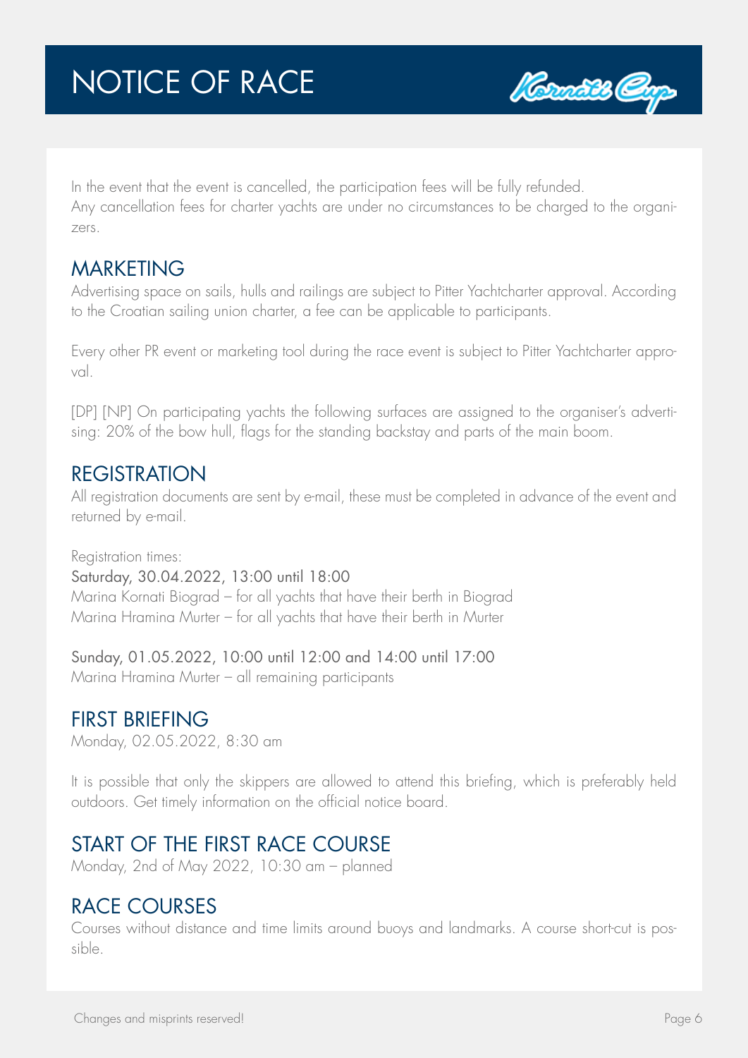# NOTICE OF RACE

In the event that the event is cancelled, the participation fees will be fully refunded.
Any cancellation fees for charter yachts are under no circumstances to be charged to the organizers.

## MARKETING

Advertising space on sails, hulls and railings are subject to Pitter Yachtcharter approval. According to the Croatian sailing union charter, a fee can be applicable to participants.

Every other PR event or marketing tool during the race event is subject to Pitter Yachtcharter approval.

[DP] [NP] On participating yachts the following surfaces are assigned to the organiser's advertising: 20% of the bow hull, flags for the standing backstay and parts of the main boom.

## REGISTRATION

All registration documents are sent by e-mail, these must be completed in advance of the event and returned by e-mail.

Registration times:
Saturday, 30.04.2022, 13:00 until 18:00
Marina Kornati Biograd – for all yachts that have their berth in Biograd
Marina Hramina Murter – for all yachts that have their berth in Murter

Sunday, 01.05.2022, 10:00 until 12:00 and 14:00 until 17:00
Marina Hramina Murter – all remaining participants

## FIRST BRIEFING

Monday, 02.05.2022, 8:30 am

It is possible that only the skippers are allowed to attend this briefing, which is preferably held outdoors. Get timely information on the official notice board.

## START OF THE FIRST RACE COURSE

Monday, 2nd of May 2022, 10:30 am – planned

## RACE COURSES

Courses without distance and time limits around buoys and landmarks. A course short-cut is possible.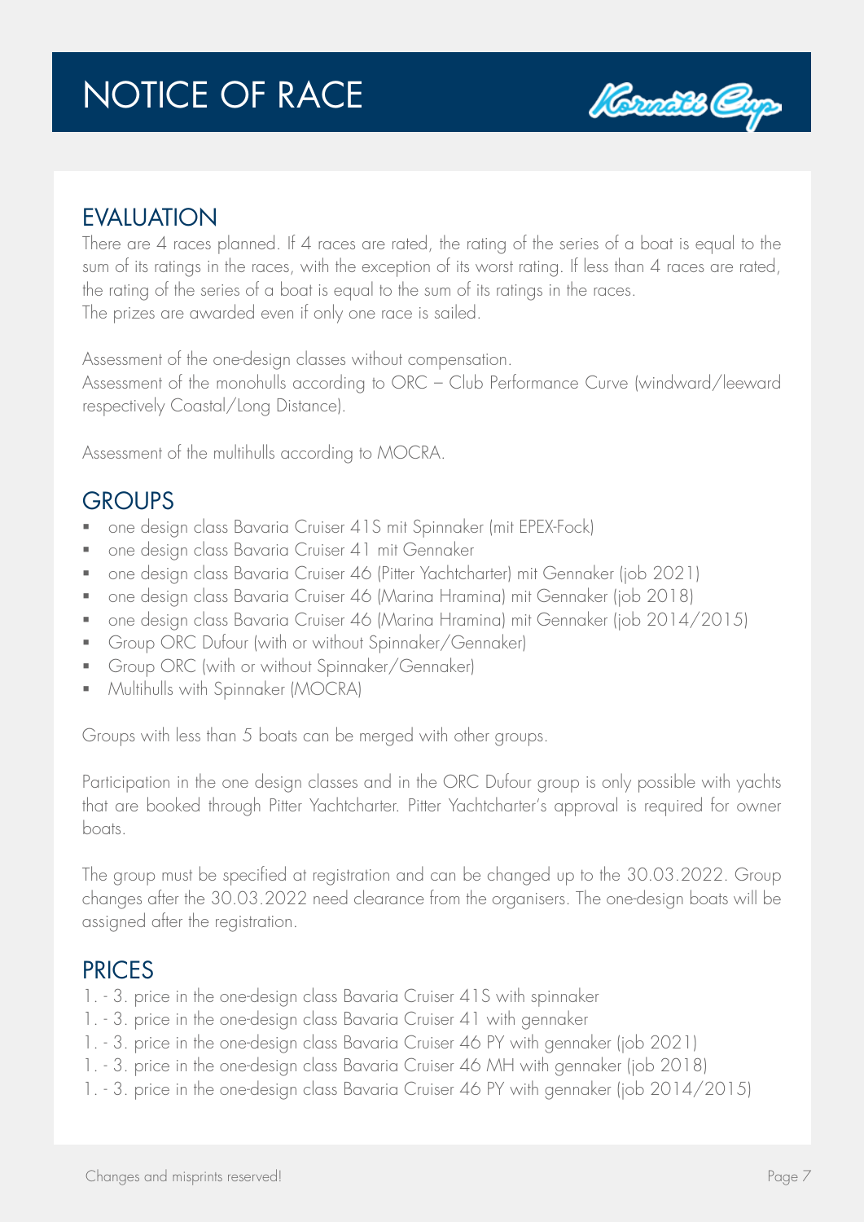# NOTICE OF RACE

## EVALUATION

There are 4 races planned. If 4 races are rated, the rating of the series of a boat is equal to the sum of its ratings in the races, with the exception of its worst rating. If less than 4 races are rated, the rating of the series of a boat is equal to the sum of its ratings in the races.
The prizes are awarded even if only one race is sailed.

Assessment of the one-design classes without compensation.
Assessment of the monohulls according to ORC – Club Performance Curve (windward/leeward respectively Coastal/Long Distance).

Assessment of the multihulls according to MOCRA.

## GROUPS

- one design class Bavaria Cruiser 41S mit Spinnaker (mit EPEX-Fock)
- one design class Bavaria Cruiser 41 mit Gennaker
- one design class Bavaria Cruiser 46 (Pitter Yachtcharter) mit Gennaker (job 2021)
- one design class Bavaria Cruiser 46 (Marina Hramina) mit Gennaker (job 2018)
- one design class Bavaria Cruiser 46 (Marina Hramina) mit Gennaker (job 2014/2015)
- Group ORC Dufour (with or without Spinnaker/Gennaker)
- Group ORC (with or without Spinnaker/Gennaker)
- Multihulls with Spinnaker (MOCRA)

Groups with less than 5 boats can be merged with other groups.

Participation in the one design classes and in the ORC Dufour group is only possible with yachts that are booked through Pitter Yachtcharter. Pitter Yachtcharter's approval is required for owner boats.

The group must be specified at registration and can be changed up to the 30.03.2022. Group changes after the 30.03.2022 need clearance from the organisers. The one-design boats will be assigned after the registration.

## PRICES

1. - 3. price in the one-design class Bavaria Cruiser 41S with spinnaker
1. - 3. price in the one-design class Bavaria Cruiser 41 with gennaker
1. - 3. price in the one-design class Bavaria Cruiser 46 PY with gennaker (job 2021)
1. - 3. price in the one-design class Bavaria Cruiser 46 MH with gennaker (job 2018)
1. - 3. price in the one-design class Bavaria Cruiser 46 PY with gennaker (job 2014/2015)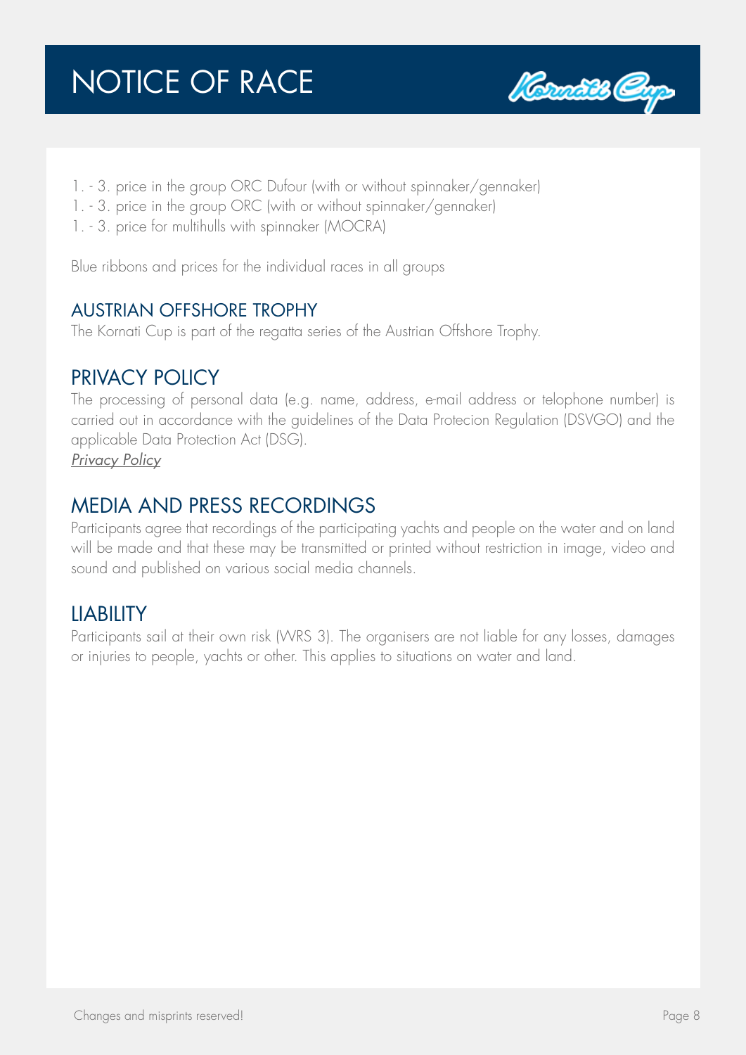# NOTICE OF RACE

1. - 3. price in the group ORC Dufour (with or without spinnaker/gennaker)
1. - 3. price in the group ORC (with or without spinnaker/gennaker)
1. - 3. price for multihulls with spinnaker (MOCRA)

Blue ribbons and prices for the individual races in all groups

## AUSTRIAN OFFSHORE TROPHY

The Kornati Cup is part of the regatta series of the Austrian Offshore Trophy.

## PRIVACY POLICY

The processing of personal data (e.g. name, address, e-mail address or telophone number) is carried out in accordance with the guidelines of the Data Protecion Regulation (DSVGO) and the applicable Data Protection Act (DSG).
*Privacy Policy*

## MEDIA AND PRESS RECORDINGS

Participants agree that recordings of the participating yachts and people on the water and on land will be made and that these may be transmitted or printed without restriction in image, video and sound and published on various social media channels.

## LIABILITY

Participants sail at their own risk (WRS 3). The organisers are not liable for any losses, damages or injuries to people, yachts or other. This applies to situations on water and land.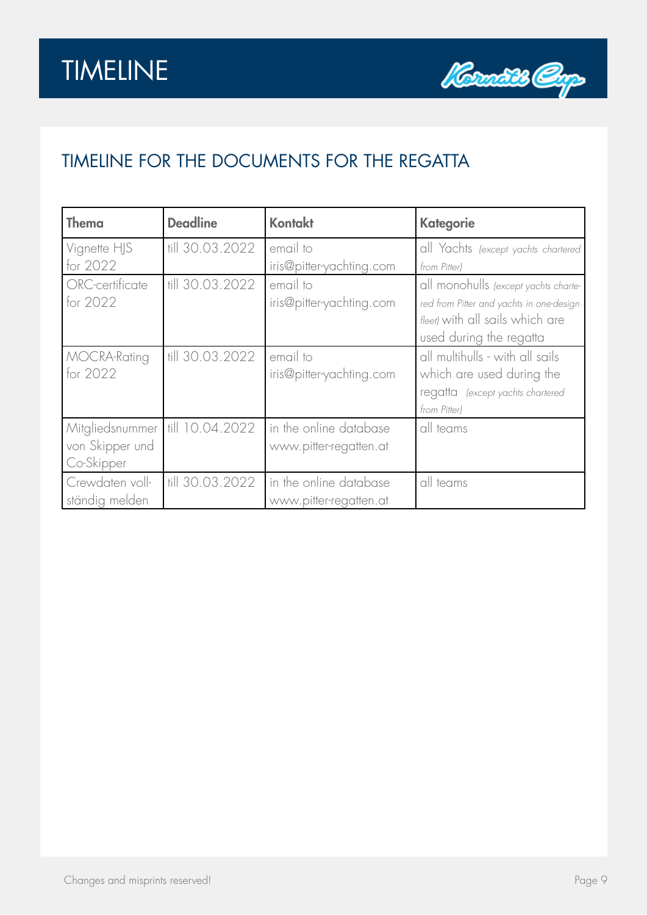# TIMELINE

## TIMELINE FOR THE DOCUMENTS FOR THE REGATTA

| Thema | Deadline | Kontakt | Kategorie |
|---|---|---|---|
| Vignette HJS for 2022 | till 30.03.2022 | email to iris@pitter-yachting.com | all Yachts *(except yachts chartered from Pitter)* |
| ORC-certificate for 2022 | till 30.03.2022 | email to iris@pitter-yachting.com | all monohulls *(except yachts chartered from Pitter and yachts in one-design fleet)* with all sails which are used during the regatta |
| MOCRA-Rating for 2022 | till 30.03.2022 | email to iris@pitter-yachting.com | all multihulls - with all sails which are used during the regatta *(except yachts chartered from Pitter)* |
| Mitgliedsnummer von Skipper und Co-Skipper | till 10.04.2022 | in the online database www.pitter-regatten.at | all teams |
| Crewdaten vollständig melden | till 30.03.2022 | in the online database www.pitter-regatten.at | all teams |

Changes and misprints reserved!